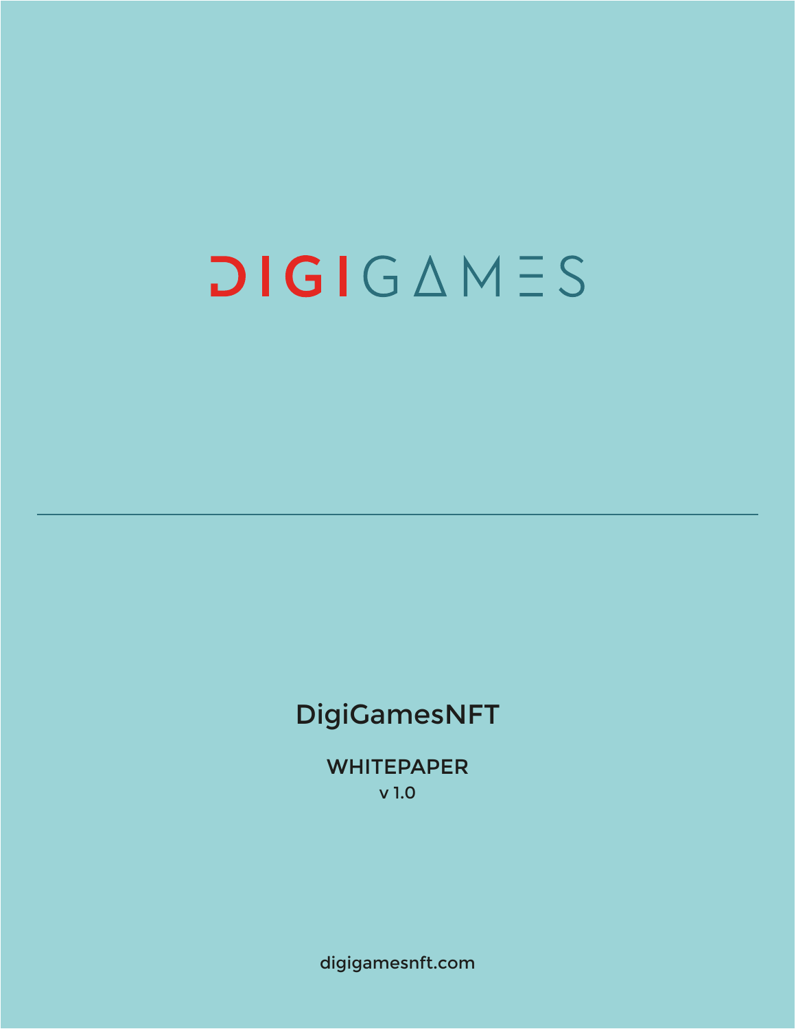# DIGIGAMES

DigiGamesNFT

WHITEPAPER

v 1.0

digigamesnft.com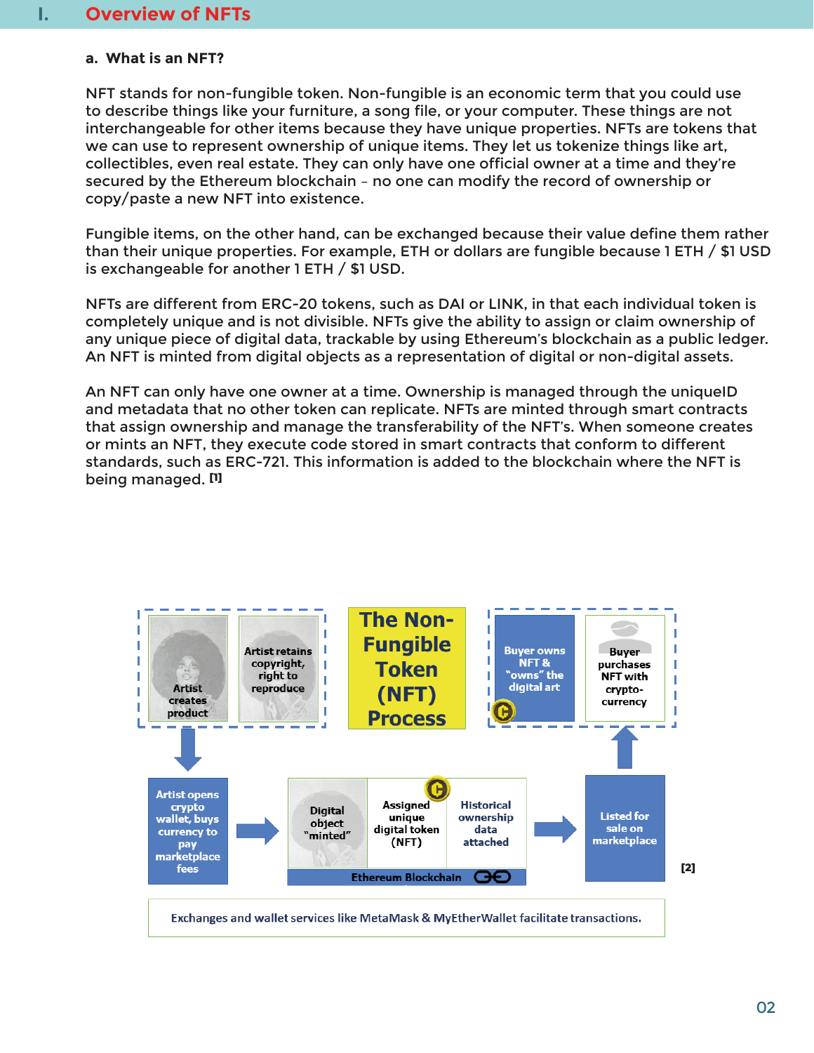# I. Overview of NFTs

### a. What is an NFT?

NFT stands for non-fungible token. Non-fungible is an economic term that you could use to describe things like your furniture, a song file, or your computer. These things are not interchangeable for other items because they have unique properties. NFTs are tokens that we can use to represent ownership of unique items. They let us tokenize things like art, collectibles, even real estate. They can only have one official owner at a time and they're secured by the Ethereum blockchain – no one can modify the record of ownership or copy/paste a new NFT into existence.

Fungible items, on the other hand, can be exchanged because their value define them rather than their unique properties. For example, ETH or dollars are fungible because 1 ETH / $1 USD is exchangeable for another 1 ETH / $1 USD.

NFTs are different from ERC-20 tokens, such as DAI or LINK, in that each individual token is completely unique and is not divisible. NFTs give the ability to assign or claim ownership of any unique piece of digital data, trackable by using Ethereum's blockchain as a public ledger. An NFT is minted from digital objects as a representation of digital or non-digital assets.

An NFT can only have one owner at a time. Ownership is managed through the uniqueID and metadata that no other token can replicate. NFTs are minted through smart contracts that assign ownership and manage the transferability of the NFT's. When someone creates or mints an NFT, they execute code stored in smart contracts that conform to different standards, such as ERC-721. This information is added to the blockchain where the NFT is being managed. [1]

The Non-Fungible Token (NFT) Process

Artist creates product

Artist retains copyright, right to reproduce

Artist opens crypto wallet, buys currency to pay marketplace fees

Digital object "minted"

Assigned unique digital token (NFT)

Historical ownership data attached

Ethereum Blockchain

Listed for sale on marketplace

Buyer purchases NFT with crypto-currency

Buyer owns NFT & "owns" the digital art

Exchanges and wallet services like MetaMask & MyEtherWallet facilitate transactions.

[2]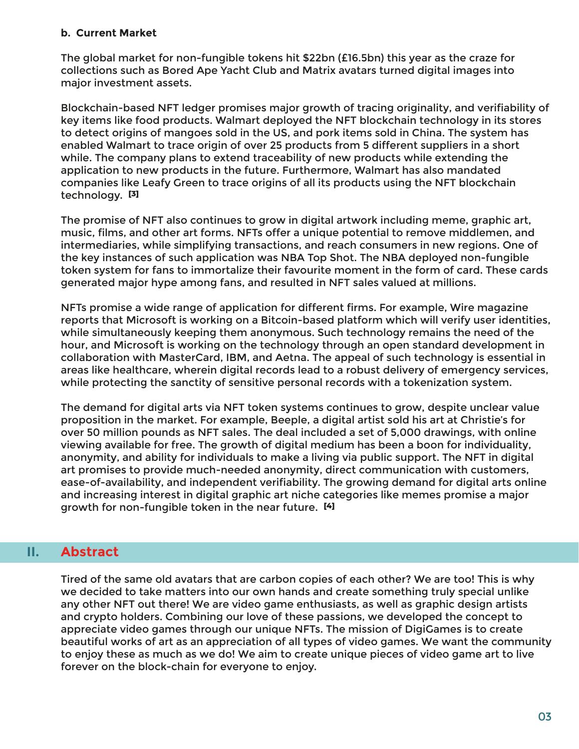#### b. Current Market

The global market for non-fungible tokens hit $22bn (£16.5bn) this year as the craze for collections such as Bored Ape Yacht Club and Matrix avatars turned digital images into major investment assets.

Blockchain-based NFT ledger promises major growth of tracing originality, and verifiability of key items like food products. Walmart deployed the NFT blockchain technology in its stores to detect origins of mangoes sold in the US, and pork items sold in China. The system has enabled Walmart to trace origin of over 25 products from 5 different suppliers in a short while. The company plans to extend traceability of new products while extending the application to new products in the future. Furthermore, Walmart has also mandated companies like Leafy Green to trace origins of all its products using the NFT blockchain technology. [3]

The promise of NFT also continues to grow in digital artwork including meme, graphic art, music, films, and other art forms. NFTs offer a unique potential to remove middlemen, and intermediaries, while simplifying transactions, and reach consumers in new regions. One of the key instances of such application was NBA Top Shot. The NBA deployed non-fungible token system for fans to immortalize their favourite moment in the form of card. These cards generated major hype among fans, and resulted in NFT sales valued at millions.

NFTs promise a wide range of application for different firms. For example, Wire magazine reports that Microsoft is working on a Bitcoin-based platform which will verify user identities, while simultaneously keeping them anonymous. Such technology remains the need of the hour, and Microsoft is working on the technology through an open standard development in collaboration with MasterCard, IBM, and Aetna. The appeal of such technology is essential in areas like healthcare, wherein digital records lead to a robust delivery of emergency services, while protecting the sanctity of sensitive personal records with a tokenization system.

The demand for digital arts via NFT token systems continues to grow, despite unclear value proposition in the market. For example, Beeple, a digital artist sold his art at Christie's for over 50 million pounds as NFT sales. The deal included a set of 5,000 drawings, with online viewing available for free. The growth of digital medium has been a boon for individuality, anonymity, and ability for individuals to make a living via public support. The NFT in digital art promises to provide much-needed anonymity, direct communication with customers, ease-of-availability, and independent verifiability. The growing demand for digital arts online and increasing interest in digital graphic art niche categories like memes promise a major growth for non-fungible token in the near future. [4]

## II. Abstract

Tired of the same old avatars that are carbon copies of each other? We are too! This is why we decided to take matters into our own hands and create something truly special unlike any other NFT out there! We are video game enthusiasts, as well as graphic design artists and crypto holders. Combining our love of these passions, we developed the concept to appreciate video games through our unique NFTs. The mission of DigiGames is to create beautiful works of art as an appreciation of all types of video games. We want the community to enjoy these as much as we do! We aim to create unique pieces of video game art to live forever on the block-chain for everyone to enjoy.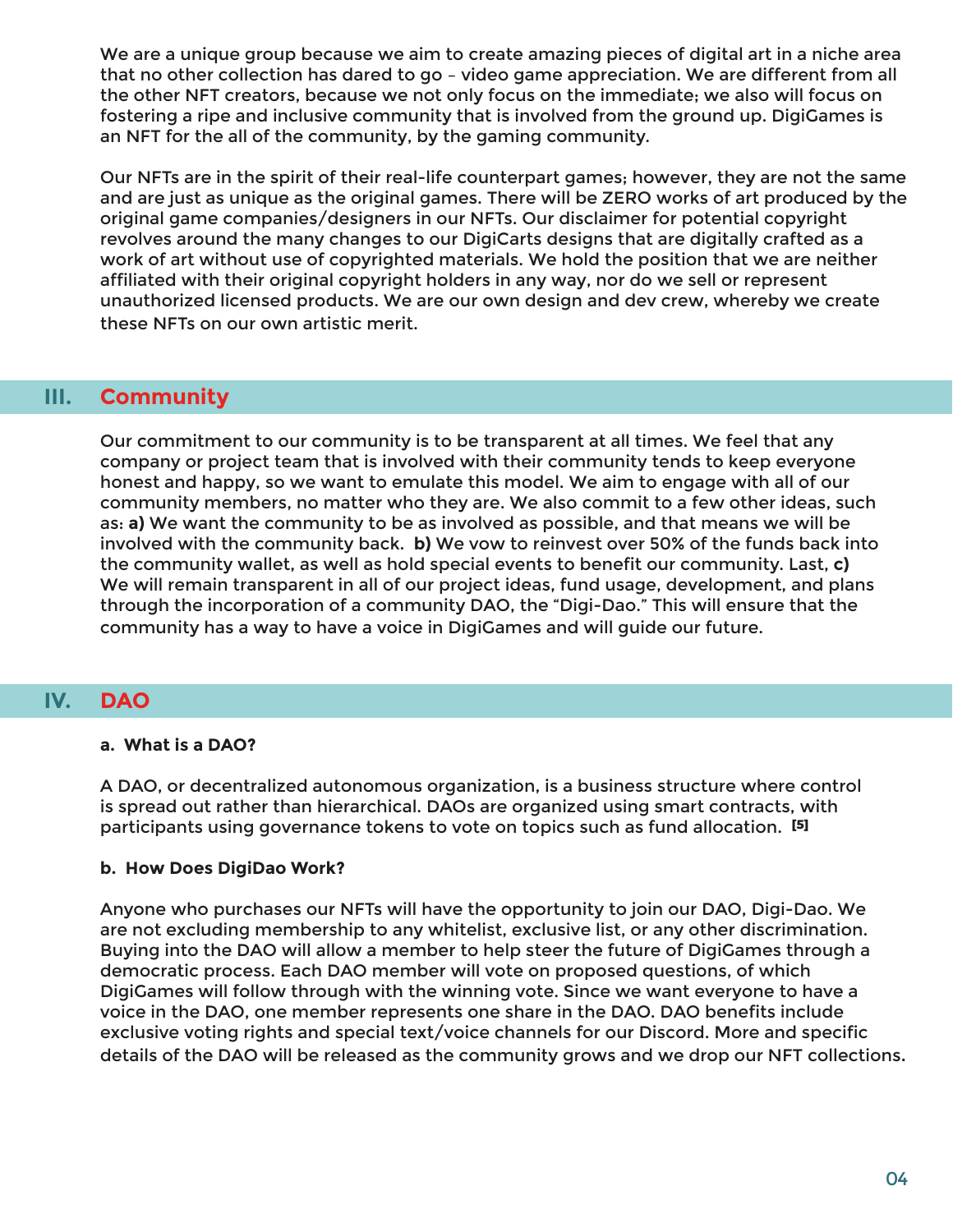We are a unique group because we aim to create amazing pieces of digital art in a niche area that no other collection has dared to go – video game appreciation. We are different from all the other NFT creators, because we not only focus on the immediate; we also will focus on fostering a ripe and inclusive community that is involved from the ground up. DigiGames is an NFT for the all of the community, by the gaming community.

Our NFTs are in the spirit of their real-life counterpart games; however, they are not the same and are just as unique as the original games. There will be ZERO works of art produced by the original game companies/designers in our NFTs. Our disclaimer for potential copyright revolves around the many changes to our DigiCarts designs that are digitally crafted as a work of art without use of copyrighted materials. We hold the position that we are neither affiliated with their original copyright holders in any way, nor do we sell or represent unauthorized licensed products. We are our own design and dev crew, whereby we create these NFTs on our own artistic merit.

## III. Community

Our commitment to our community is to be transparent at all times. We feel that any company or project team that is involved with their community tends to keep everyone honest and happy, so we want to emulate this model. We aim to engage with all of our community members, no matter who they are. We also commit to a few other ideas, such as: **a)** We want the community to be as involved as possible, and that means we will be involved with the community back. **b)** We vow to reinvest over 50% of the funds back into the community wallet, as well as hold special events to benefit our community. Last, **c)** We will remain transparent in all of our project ideas, fund usage, development, and plans through the incorporation of a community DAO, the "Digi-Dao." This will ensure that the community has a way to have a voice in DigiGames and will guide our future.

## IV. DAO

### a. What is a DAO?

A DAO, or decentralized autonomous organization, is a business structure where control is spread out rather than hierarchical. DAOs are organized using smart contracts, with participants using governance tokens to vote on topics such as fund allocation. [5]

### b. How Does DigiDao Work?

Anyone who purchases our NFTs will have the opportunity to join our DAO, Digi-Dao. We are not excluding membership to any whitelist, exclusive list, or any other discrimination. Buying into the DAO will allow a member to help steer the future of DigiGames through a democratic process. Each DAO member will vote on proposed questions, of which DigiGames will follow through with the winning vote. Since we want everyone to have a voice in the DAO, one member represents one share in the DAO. DAO benefits include exclusive voting rights and special text/voice channels for our Discord. More and specific details of the DAO will be released as the community grows and we drop our NFT collections.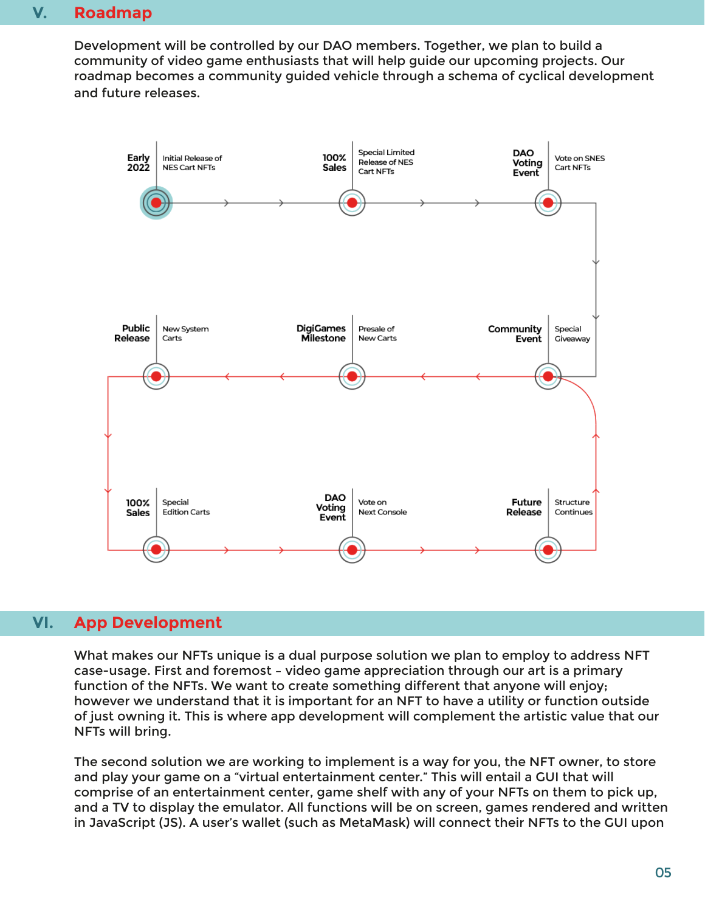## V. Roadmap

Development will be controlled by our DAO members. Together, we plan to build a community of video game enthusiasts that will help guide our upcoming projects. Our roadmap becomes a community guided vehicle through a schema of cyclical development and future releases.

**Early 2022** Initial Release of NES Cart NFTs

**100% Sales** Special Limited Release of NES Cart NFTs

**DAO Voting Event** Vote on SNES Cart NFTs

**Community Event** Special Giveaway

**DigiGames Milestone** Presale of New Carts

**Public Release** New System Carts

**100% Sales** Special Edition Carts

**DAO Voting Event** Vote on Next Console

**Future Release** Structure Continues

## VI. App Development

What makes our NFTs unique is a dual purpose solution we plan to employ to address NFT case-usage. First and foremost – video game appreciation through our art is a primary function of the NFTs. We want to create something different that anyone will enjoy; however we understand that it is important for an NFT to have a utility or function outside of just owning it. This is where app development will complement the artistic value that our NFTs will bring.

The second solution we are working to implement is a way for you, the NFT owner, to store and play your game on a "virtual entertainment center." This will entail a GUI that will comprise of an entertainment center, game shelf with any of your NFTs on them to pick up, and a TV to display the emulator. All functions will be on screen, games rendered and written in JavaScript (JS). A user's wallet (such as MetaMask) will connect their NFTs to the GUI upon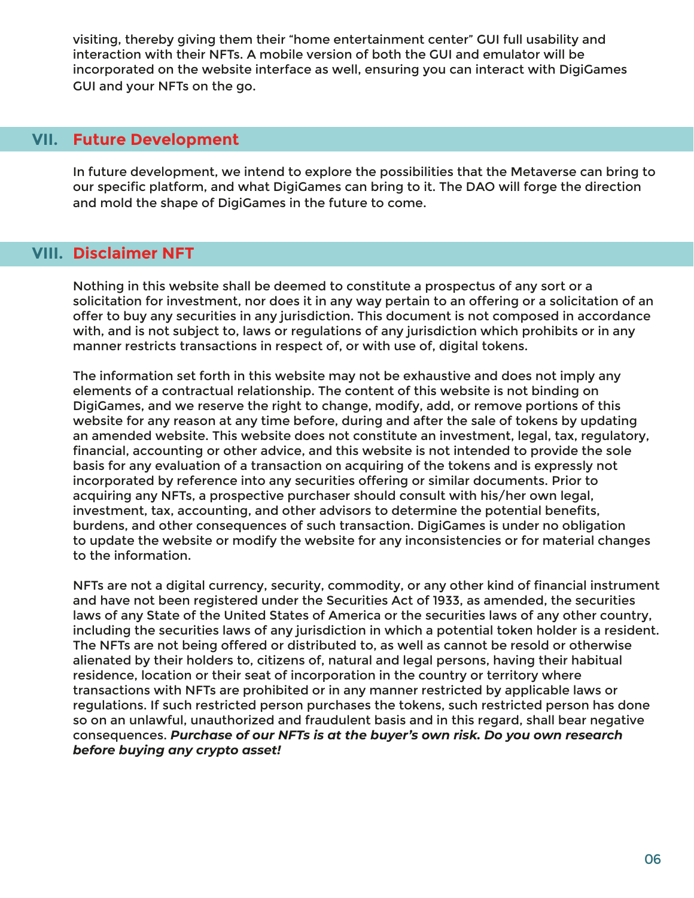visiting, thereby giving them their "home entertainment center" GUI full usability and interaction with their NFTs. A mobile version of both the GUI and emulator will be incorporated on the website interface as well, ensuring you can interact with DigiGames GUI and your NFTs on the go.

## VII. Future Development

In future development, we intend to explore the possibilities that the Metaverse can bring to our specific platform, and what DigiGames can bring to it. The DAO will forge the direction and mold the shape of DigiGames in the future to come.

## VIII. Disclaimer NFT

Nothing in this website shall be deemed to constitute a prospectus of any sort or a solicitation for investment, nor does it in any way pertain to an offering or a solicitation of an offer to buy any securities in any jurisdiction. This document is not composed in accordance with, and is not subject to, laws or regulations of any jurisdiction which prohibits or in any manner restricts transactions in respect of, or with use of, digital tokens.

The information set forth in this website may not be exhaustive and does not imply any elements of a contractual relationship. The content of this website is not binding on DigiGames, and we reserve the right to change, modify, add, or remove portions of this website for any reason at any time before, during and after the sale of tokens by updating an amended website. This website does not constitute an investment, legal, tax, regulatory, financial, accounting or other advice, and this website is not intended to provide the sole basis for any evaluation of a transaction on acquiring of the tokens and is expressly not incorporated by reference into any securities offering or similar documents. Prior to acquiring any NFTs, a prospective purchaser should consult with his/her own legal, investment, tax, accounting, and other advisors to determine the potential benefits, burdens, and other consequences of such transaction. DigiGames is under no obligation to update the website or modify the website for any inconsistencies or for material changes to the information.

NFTs are not a digital currency, security, commodity, or any other kind of financial instrument and have not been registered under the Securities Act of 1933, as amended, the securities laws of any State of the United States of America or the securities laws of any other country, including the securities laws of any jurisdiction in which a potential token holder is a resident. The NFTs are not being offered or distributed to, as well as cannot be resold or otherwise alienated by their holders to, citizens of, natural and legal persons, having their habitual residence, location or their seat of incorporation in the country or territory where transactions with NFTs are prohibited or in any manner restricted by applicable laws or regulations. If such restricted person purchases the tokens, such restricted person has done so on an unlawful, unauthorized and fraudulent basis and in this regard, shall bear negative consequences. ***Purchase of our NFTs is at the buyer's own risk. Do you own research before buying any crypto asset!***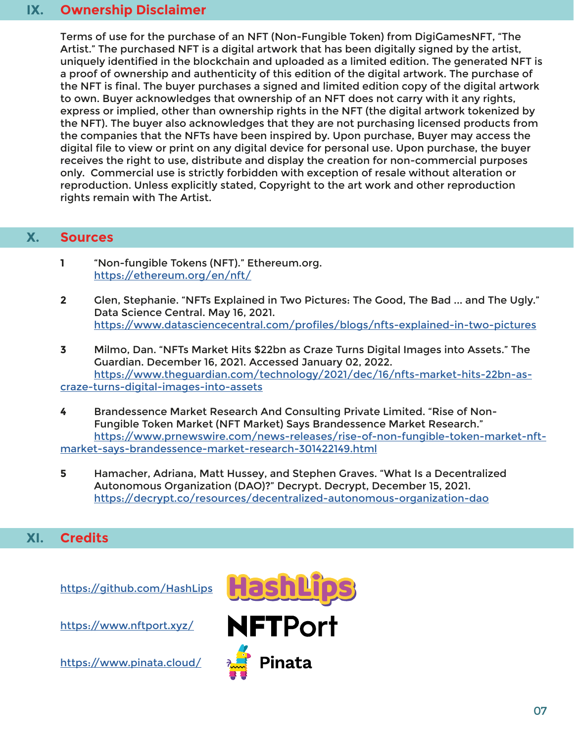## IX. Ownership Disclaimer

Terms of use for the purchase of an NFT (Non-Fungible Token) from DigiGamesNFT, “The Artist.” The purchased NFT is a digital artwork that has been digitally signed by the artist, uniquely identified in the blockchain and uploaded as a limited edition. The generated NFT is a proof of ownership and authenticity of this edition of the digital artwork. The purchase of the NFT is final. The buyer purchases a signed and limited edition copy of the digital artwork to own. Buyer acknowledges that ownership of an NFT does not carry with it any rights, express or implied, other than ownership rights in the NFT (the digital artwork tokenized by the NFT). The buyer also acknowledges that they are not purchasing licensed products from the companies that the NFTs have been inspired by. Upon purchase, Buyer may access the digital file to view or print on any digital device for personal use. Upon purchase, the buyer receives the right to use, distribute and display the creation for non-commercial purposes only. Commercial use is strictly forbidden with exception of resale without alteration or reproduction. Unless explicitly stated, Copyright to the art work and other reproduction rights remain with The Artist.

## X. Sources

1. “Non-fungible Tokens (NFT).” Ethereum.org. https://ethereum.org/en/nft/

2. Glen, Stephanie. “NFTs Explained in Two Pictures: The Good, The Bad … and The Ugly.” Data Science Central. May 16, 2021. https://www.datasciencecentral.com/profiles/blogs/nfts-explained-in-two-pictures

3. Milmo, Dan. “NFTs Market Hits $22bn as Craze Turns Digital Images into Assets.” The Guardian. December 16, 2021. Accessed January 02, 2022. https://www.theguardian.com/technology/2021/dec/16/nfts-market-hits-22bn-as-craze-turns-digital-images-into-assets

4. Brandessence Market Research And Consulting Private Limited. “Rise of Non-Fungible Token Market (NFT Market) Says Brandessence Market Research.” https://www.prnewswire.com/news-releases/rise-of-non-fungible-token-market-nft-market-says-brandessence-market-research-301422149.html

5. Hamacher, Adriana, Matt Hussey, and Stephen Graves. “What Is a Decentralized Autonomous Organization (DAO)?” Decrypt. Decrypt, December 15, 2021. https://decrypt.co/resources/decentralized-autonomous-organization-dao

## XI. Credits

https://github.com/HashLips HashLips

https://www.nftport.xyz/ NFTPort

https://www.pinata.cloud/ Pinata